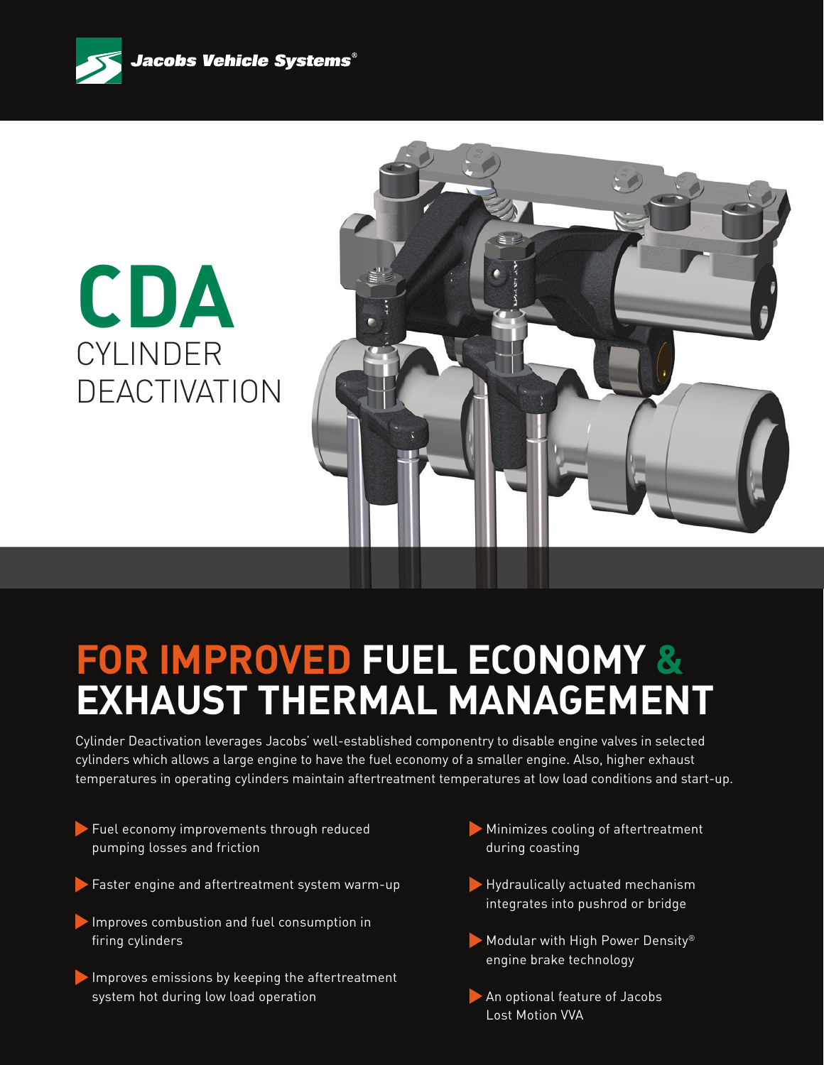Jacobs Vehicle Systems®

# CDA
## CYLINDER DEACTIVATION

# FOR IMPROVED FUEL ECONOMY & EXHAUST THERMAL MANAGEMENT

Cylinder Deactivation leverages Jacobs' well-established componentry to disable engine valves in selected cylinders which allows a large engine to have the fuel economy of a smaller engine. Also, higher exhaust temperatures in operating cylinders maintain aftertreatment temperatures at low load conditions and start-up.

- Fuel economy improvements through reduced pumping losses and friction
- Faster engine and aftertreatment system warm-up
- Improves combustion and fuel consumption in firing cylinders
- Improves emissions by keeping the aftertreatment system hot during low load operation
- Minimizes cooling of aftertreatment during coasting
- Hydraulically actuated mechanism integrates into pushrod or bridge
- Modular with High Power Density® engine brake technology
- An optional feature of Jacobs Lost Motion VVA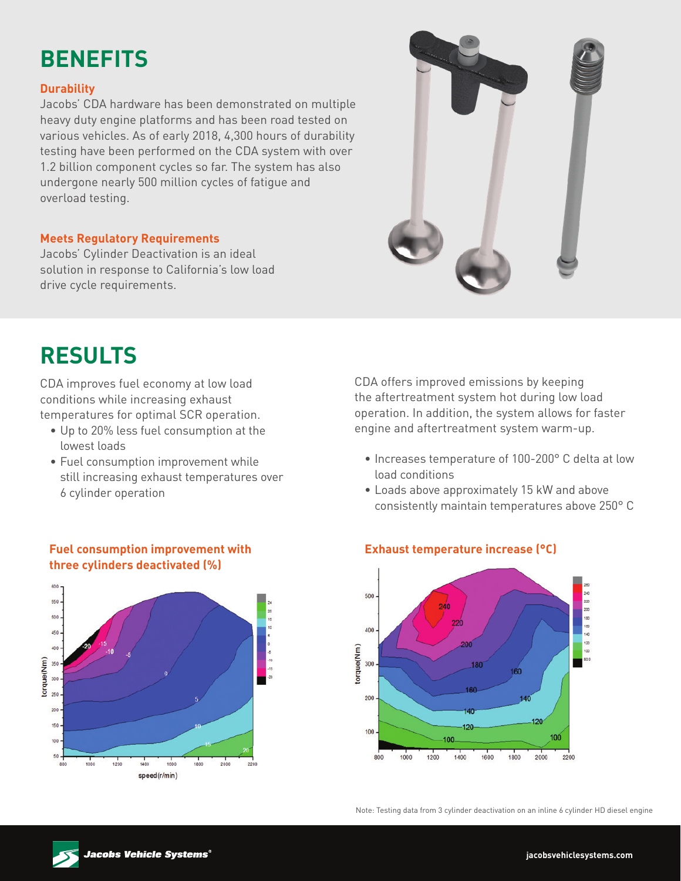# BENEFITS

### Durability

Jacobs' CDA hardware has been demonstrated on multiple heavy duty engine platforms and has been road tested on various vehicles. As of early 2018, 4,300 hours of durability testing have been performed on the CDA system with over 1.2 billion component cycles so far. The system has also undergone nearly 500 million cycles of fatigue and overload testing.

### Meets Regulatory Requirements

Jacobs' Cylinder Deactivation is an ideal solution in response to California's low load drive cycle requirements.

# RESULTS

CDA improves fuel economy at low load conditions while increasing exhaust temperatures for optimal SCR operation.

- Up to 20% less fuel consumption at the lowest loads
- Fuel consumption improvement while still increasing exhaust temperatures over 6 cylinder operation

CDA offers improved emissions by keeping the aftertreatment system hot during low load operation. In addition, the system allows for faster engine and aftertreatment system warm-up.

- Increases temperature of 100-200° C delta at low load conditions
- Loads above approximately 15 kW and above consistently maintain temperatures above 250° C

### Fuel consumption improvement with three cylinders deactivated (%)

torque(Nm)

speed(r/min)

800 1000 1200 1400 1600 1800 2000 2200

-20 -15 -10 -5 0 5 10 15 20

### Exhaust temperature increase (°C)

torque(Nm)

800 1000 1200 1400 1600 1800 2000 2200

240 220 200 180 160 140 120 100

Note: Testing data from 3 cylinder deactivation on an inline 6 cylinder HD diesel engine

Jacobs Vehicle Systems®

jacobsvehiclesystems.com